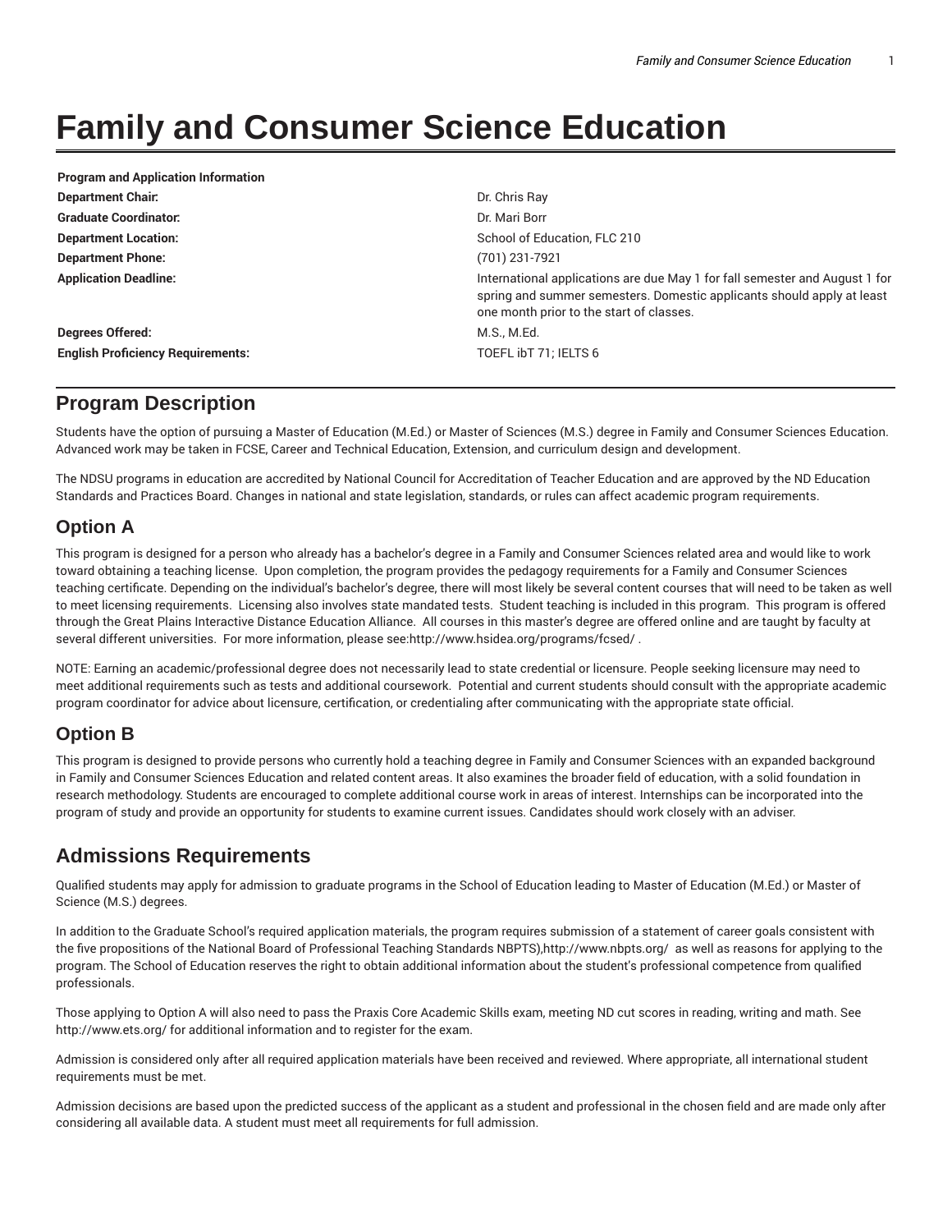# Family and Consumer Science Education

| Program and Application Information | |
|---|---|
| **Department Chair:** | Dr. Chris Ray |
| **Graduate Coordinator:** | Dr. Mari Borr |
| **Department Location:** | School of Education, FLC 210 |
| **Department Phone:** | (701) 231-7921 |
| **Application Deadline:** | International applications are due May 1 for fall semester and August 1 for spring and summer semesters. Domestic applicants should apply at least one month prior to the start of classes. |
| **Degrees Offered:** | M.S., M.Ed. |
| **English Proficiency Requirements:** | TOEFL ibT 71; IELTS 6 |

## Program Description

Students have the option of pursuing a Master of Education (M.Ed.) or Master of Sciences (M.S.) degree in Family and Consumer Sciences Education. Advanced work may be taken in FCSE, Career and Technical Education, Extension, and curriculum design and development.

The NDSU programs in education are accredited by National Council for Accreditation of Teacher Education and are approved by the ND Education Standards and Practices Board. Changes in national and state legislation, standards, or rules can affect academic program requirements.

## Option A

This program is designed for a person who already has a bachelor's degree in a Family and Consumer Sciences related area and would like to work toward obtaining a teaching license. Upon completion, the program provides the pedagogy requirements for a Family and Consumer Sciences teaching certificate. Depending on the individual's bachelor's degree, there will most likely be several content courses that will need to be taken as well to meet licensing requirements. Licensing also involves state mandated tests. Student teaching is included in this program. This program is offered through the Great Plains Interactive Distance Education Alliance. All courses in this master's degree are offered online and are taught by faculty at several different universities. For more information, please see:http://www.hsidea.org/programs/fcsed/ .

NOTE: Earning an academic/professional degree does not necessarily lead to state credential or licensure. People seeking licensure may need to meet additional requirements such as tests and additional coursework. Potential and current students should consult with the appropriate academic program coordinator for advice about licensure, certification, or credentialing after communicating with the appropriate state official.

## Option B

This program is designed to provide persons who currently hold a teaching degree in Family and Consumer Sciences with an expanded background in Family and Consumer Sciences Education and related content areas. It also examines the broader field of education, with a solid foundation in research methodology. Students are encouraged to complete additional course work in areas of interest. Internships can be incorporated into the program of study and provide an opportunity for students to examine current issues. Candidates should work closely with an adviser.

## Admissions Requirements

Qualified students may apply for admission to graduate programs in the School of Education leading to Master of Education (M.Ed.) or Master of Science (M.S.) degrees.

In addition to the Graduate School's required application materials, the program requires submission of a statement of career goals consistent with the five propositions of the National Board of Professional Teaching Standards NBPTS),http://www.nbpts.org/ as well as reasons for applying to the program. The School of Education reserves the right to obtain additional information about the student's professional competence from qualified professionals.

Those applying to Option A will also need to pass the Praxis Core Academic Skills exam, meeting ND cut scores in reading, writing and math. See http://www.ets.org/ for additional information and to register for the exam.

Admission is considered only after all required application materials have been received and reviewed. Where appropriate, all international student requirements must be met.

Admission decisions are based upon the predicted success of the applicant as a student and professional in the chosen field and are made only after considering all available data. A student must meet all requirements for full admission.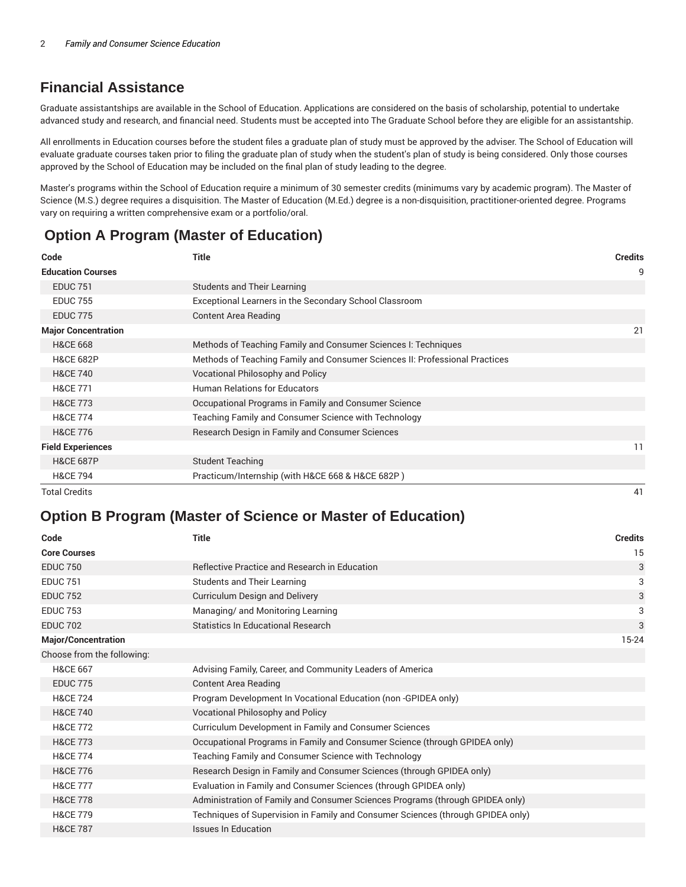## Financial Assistance

Graduate assistantships are available in the School of Education. Applications are considered on the basis of scholarship, potential to undertake advanced study and research, and financial need. Students must be accepted into The Graduate School before they are eligible for an assistantship.

All enrollments in Education courses before the student files a graduate plan of study must be approved by the adviser. The School of Education will evaluate graduate courses taken prior to filing the graduate plan of study when the student's plan of study is being considered. Only those courses approved by the School of Education may be included on the final plan of study leading to the degree.

Master's programs within the School of Education require a minimum of 30 semester credits (minimums vary by academic program). The Master of Science (M.S.) degree requires a disquisition. The Master of Education (M.Ed.) degree is a non-disquisition, practitioner-oriented degree. Programs vary on requiring a written comprehensive exam or a portfolio/oral.

## Option A Program (Master of Education)

| Code | Title | Credits |
|---|---|---|
| **Education Courses** | | 9 |
| EDUC 751 | Students and Their Learning | |
| EDUC 755 | Exceptional Learners in the Secondary School Classroom | |
| EDUC 775 | Content Area Reading | |
| **Major Concentration** | | 21 |
| H&CE 668 | Methods of Teaching Family and Consumer Sciences I: Techniques | |
| H&CE 682P | Methods of Teaching Family and Consumer Sciences II: Professional Practices | |
| H&CE 740 | Vocational Philosophy and Policy | |
| H&CE 771 | Human Relations for Educators | |
| H&CE 773 | Occupational Programs in Family and Consumer Science | |
| H&CE 774 | Teaching Family and Consumer Science with Technology | |
| H&CE 776 | Research Design in Family and Consumer Sciences | |
| **Field Experiences** | | 11 |
| H&CE 687P | Student Teaching | |
| H&CE 794 | Practicum/Internship (with H&CE 668 & H&CE 682P ) | |
| Total Credits | | 41 |

## Option B Program (Master of Science or Master of Education)

| Code | Title | Credits |
|---|---|---|
| **Core Courses** | | 15 |
| EDUC 750 | Reflective Practice and Research in Education | 3 |
| EDUC 751 | Students and Their Learning | 3 |
| EDUC 752 | Curriculum Design and Delivery | 3 |
| EDUC 753 | Managing/ and Monitoring Learning | 3 |
| EDUC 702 | Statistics In Educational Research | 3 |
| **Major/Concentration** | | 15-24 |
| Choose from the following: | | |
| H&CE 667 | Advising Family, Career, and Community Leaders of America | |
| EDUC 775 | Content Area Reading | |
| H&CE 724 | Program Development In Vocational Education (non -GPIDEA only) | |
| H&CE 740 | Vocational Philosophy and Policy | |
| H&CE 772 | Curriculum Development in Family and Consumer Sciences | |
| H&CE 773 | Occupational Programs in Family and Consumer Science (through GPIDEA only) | |
| H&CE 774 | Teaching Family and Consumer Science with Technology | |
| H&CE 776 | Research Design in Family and Consumer Sciences (through GPIDEA only) | |
| H&CE 777 | Evaluation in Family and Consumer Sciences (through GPIDEA only) | |
| H&CE 778 | Administration of Family and Consumer Sciences Programs (through GPIDEA only) | |
| H&CE 779 | Techniques of Supervision in Family and Consumer Sciences (through GPIDEA only) | |
| H&CE 787 | Issues In Education | |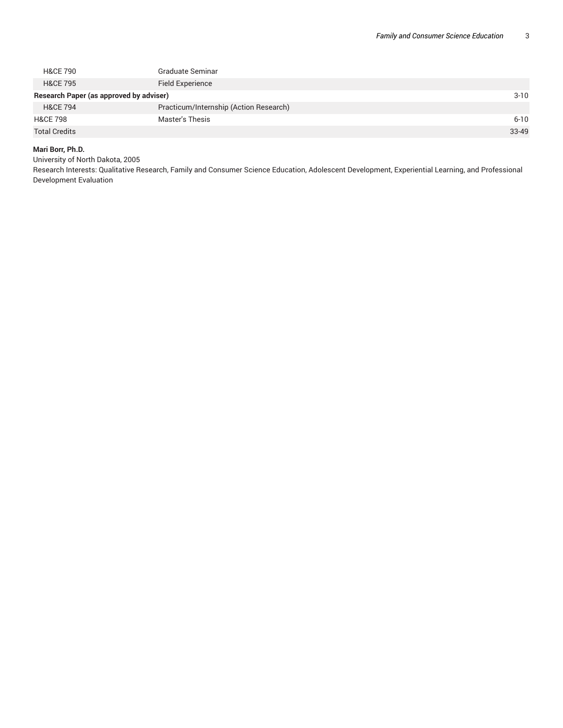| | | |
|---|---|---|
| H&CE 790 | Graduate Seminar | |
| H&CE 795 | Field Experience | |
| **Research Paper (as approved by adviser)** | | 3-10 |
| H&CE 794 | Practicum/Internship (Action Research) | |
| H&CE 798 | Master's Thesis | 6-10 |
| Total Credits | | 33-49 |

**Mari Borr, Ph.D.**
University of North Dakota, 2005
Research Interests: Qualitative Research, Family and Consumer Science Education, Adolescent Development, Experiential Learning, and Professional Development Evaluation